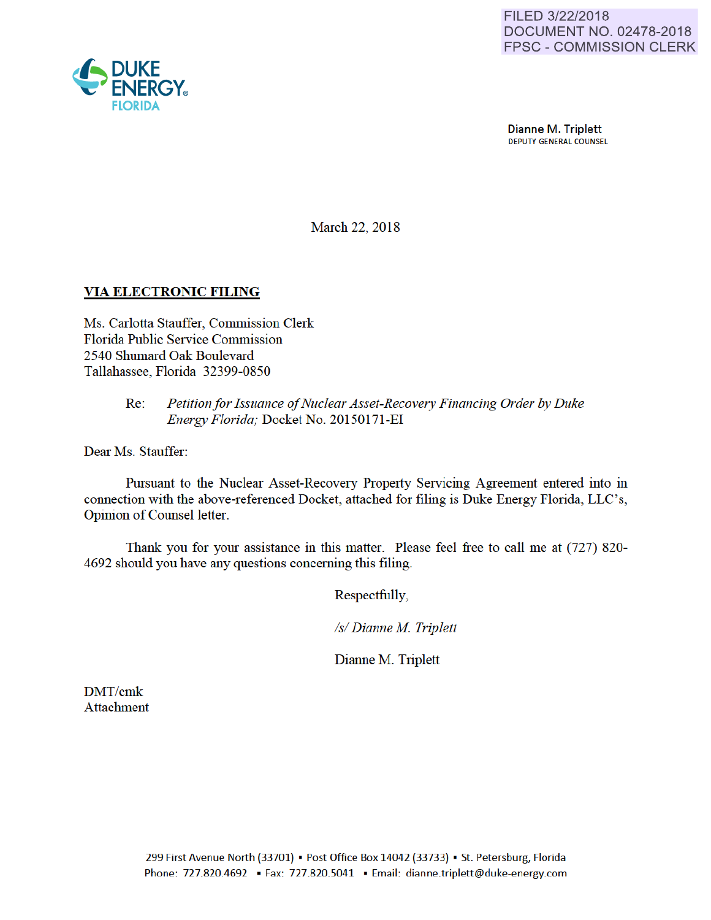FILED 3/22/2018
DOCUMENT NO. 02478-2018
FPSC - COMMISSION CLERK

DUKE ENERGY® FLORIDA

**Dianne M. Triplett**
DEPUTY GENERAL COUNSEL

March 22, 2018

**VIA ELECTRONIC FILING**

Ms. Carlotta Stauffer, Commission Clerk
Florida Public Service Commission
2540 Shumard Oak Boulevard
Tallahassee, Florida 32399-0850

Re: *Petition for Issuance of Nuclear Asset-Recovery Financing Order by Duke Energy Florida;* Docket No. 20150171-EI

Dear Ms. Stauffer:

Pursuant to the Nuclear Asset-Recovery Property Servicing Agreement entered into in connection with the above-referenced Docket, attached for filing is Duke Energy Florida, LLC's, Opinion of Counsel letter.

Thank you for your assistance in this matter. Please feel free to call me at (727) 820-4692 should you have any questions concerning this filing.

Respectfully,

*/s/ Dianne M. Triplett*

Dianne M. Triplett

DMT/cmk
Attachment

299 First Avenue North (33701) ▪ Post Office Box 14042 (33733) ▪ St. Petersburg, Florida
Phone: 727.820.4692 ▪ Fax: 727.820.5041 ▪ Email: dianne.triplett@duke-energy.com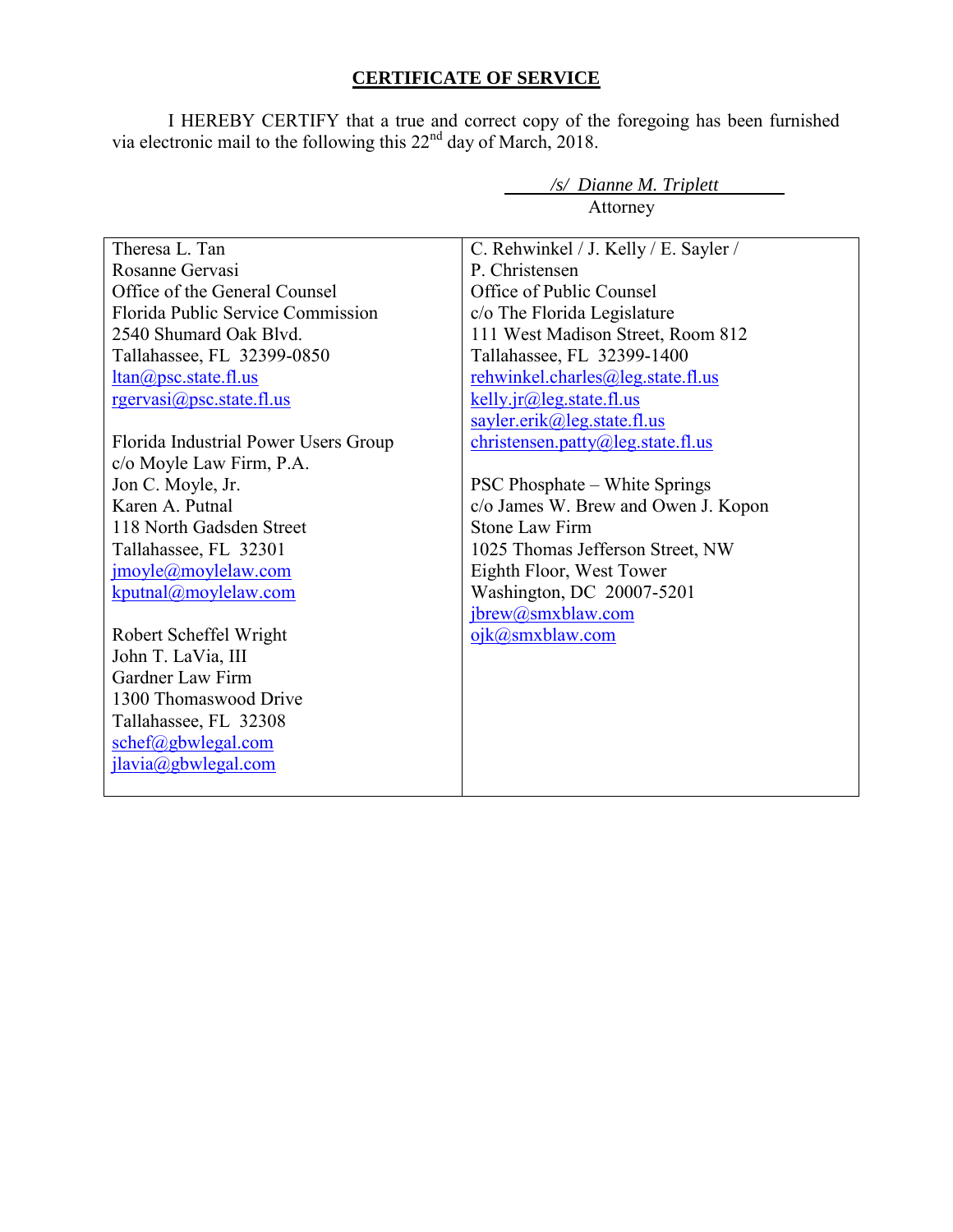## CERTIFICATE OF SERVICE

I HEREBY CERTIFY that a true and correct copy of the foregoing has been furnished via electronic mail to the following this 22nd day of March, 2018.

*/s/ Dianne M. Triplett*
Attorney

| | |
|---|---|
| Theresa L. Tan<br>Rosanne Gervasi<br>Office of the General Counsel<br>Florida Public Service Commission<br>2540 Shumard Oak Blvd.<br>Tallahassee, FL 32399-0850<br>ltan@psc.state.fl.us<br>rgervasi@psc.state.fl.us<br><br>Florida Industrial Power Users Group<br>c/o Moyle Law Firm, P.A.<br>Jon C. Moyle, Jr.<br>Karen A. Putnal<br>118 North Gadsden Street<br>Tallahassee, FL 32301<br>jmoyle@moylelaw.com<br>kputnal@moylelaw.com<br><br>Robert Scheffel Wright<br>John T. LaVia, III<br>Gardner Law Firm<br>1300 Thomaswood Drive<br>Tallahassee, FL 32308<br>schef@gbwlegal.com<br>jlavia@gbwlegal.com | C. Rehwinkel / J. Kelly / E. Sayler /<br>P. Christensen<br>Office of Public Counsel<br>c/o The Florida Legislature<br>111 West Madison Street, Room 812<br>Tallahassee, FL 32399-1400<br>rehwinkel.charles@leg.state.fl.us<br>kelly.jr@leg.state.fl.us<br>sayler.erik@leg.state.fl.us<br>christensen.patty@leg.state.fl.us<br><br>PSC Phosphate – White Springs<br>c/o James W. Brew and Owen J. Kopon<br>Stone Law Firm<br>1025 Thomas Jefferson Street, NW<br>Eighth Floor, West Tower<br>Washington, DC 20007-5201<br>jbrew@smxblaw.com<br>ojk@smxblaw.com |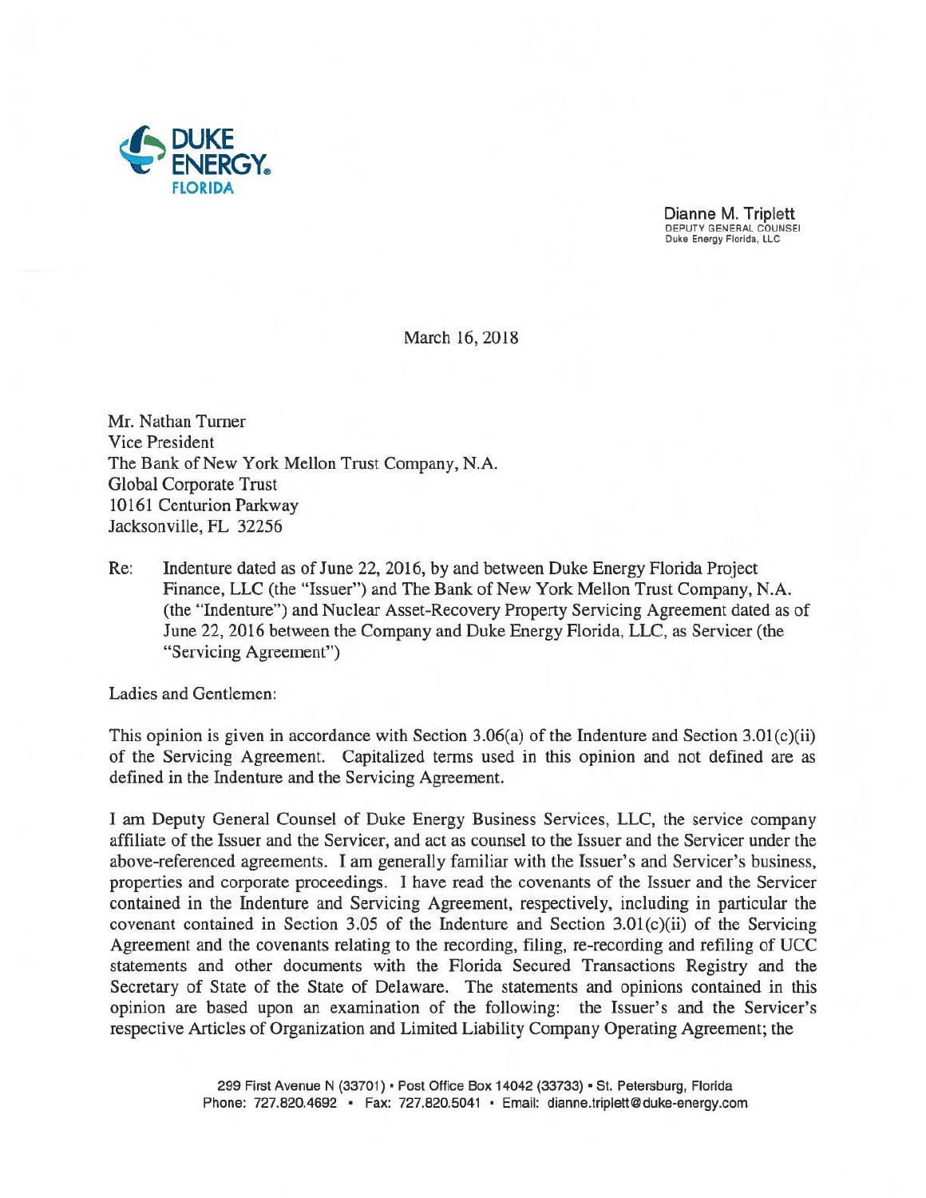**DUKE ENERGY.**
**FLORIDA**

**Dianne M. Triplett**
DEPUTY GENERAL COUNSEL
Duke Energy Florida, LLC

March 16, 2018

Mr. Nathan Turner
Vice President
The Bank of New York Mellon Trust Company, N.A.
Global Corporate Trust
10161 Centurion Parkway
Jacksonville, FL 32256

Re: Indenture dated as of June 22, 2016, by and between Duke Energy Florida Project Finance, LLC (the "Issuer") and The Bank of New York Mellon Trust Company, N.A. (the "Indenture") and Nuclear Asset-Recovery Property Servicing Agreement dated as of June 22, 2016 between the Company and Duke Energy Florida, LLC, as Servicer (the "Servicing Agreement")

Ladies and Gentlemen:

This opinion is given in accordance with Section 3.06(a) of the Indenture and Section 3.01(c)(ii) of the Servicing Agreement. Capitalized terms used in this opinion and not defined are as defined in the Indenture and the Servicing Agreement.

I am Deputy General Counsel of Duke Energy Business Services, LLC, the service company affiliate of the Issuer and the Servicer, and act as counsel to the Issuer and the Servicer under the above-referenced agreements. I am generally familiar with the Issuer's and Servicer's business, properties and corporate proceedings. I have read the covenants of the Issuer and the Servicer contained in the Indenture and Servicing Agreement, respectively, including in particular the covenant contained in Section 3.05 of the Indenture and Section 3.01(c)(ii) of the Servicing Agreement and the covenants relating to the recording, filing, re-recording and refiling of UCC statements and other documents with the Florida Secured Transactions Registry and the Secretary of State of the State of Delaware. The statements and opinions contained in this opinion are based upon an examination of the following: the Issuer's and the Servicer's respective Articles of Organization and Limited Liability Company Operating Agreement; the

299 First Avenue N (33701) • Post Office Box 14042 (33733) • St. Petersburg, Florida
Phone: 727.820.4692 • Fax: 727.820.5041 • Email: dianne.triplett@duke-energy.com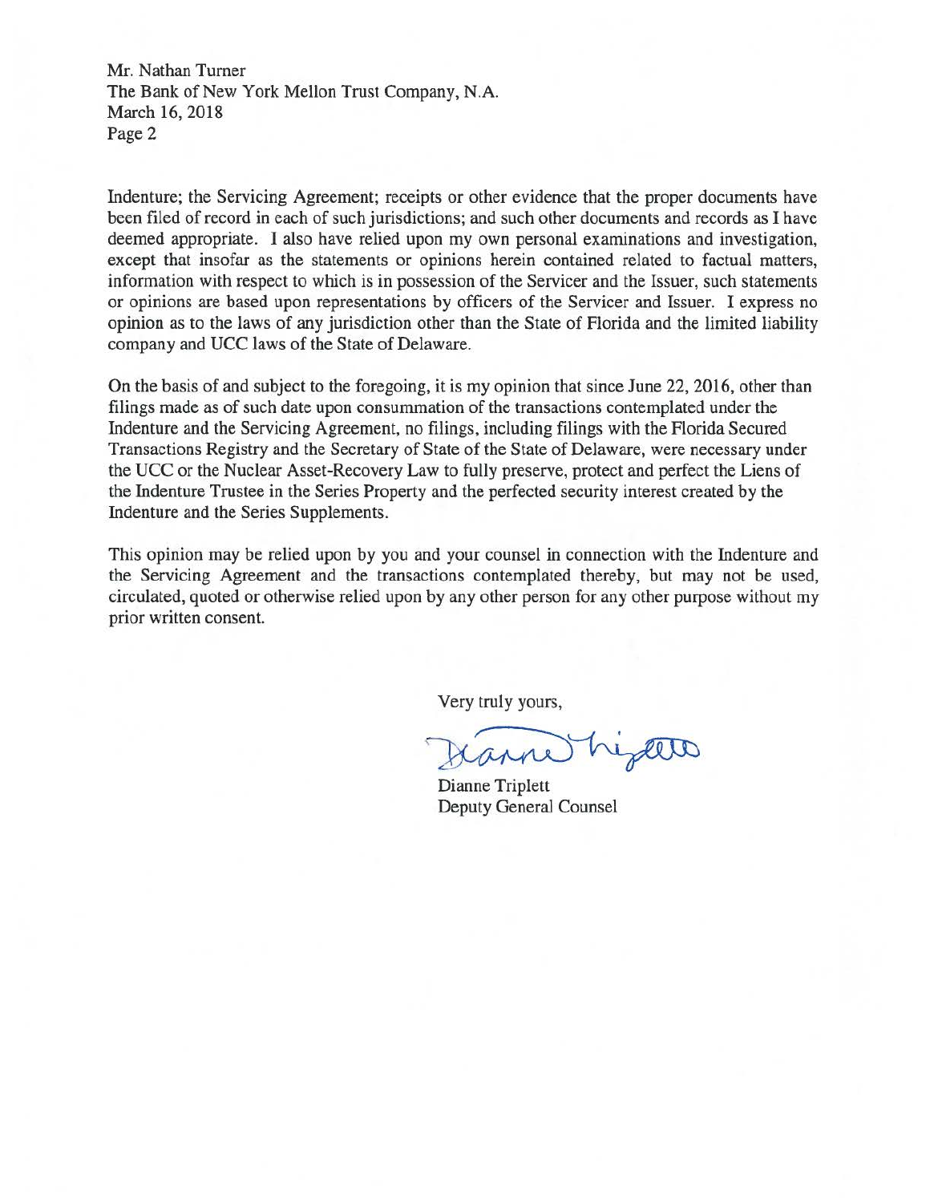Mr. Nathan Turner
The Bank of New York Mellon Trust Company, N.A.
March 16, 2018
Page 2

Indenture; the Servicing Agreement; receipts or other evidence that the proper documents have been filed of record in each of such jurisdictions; and such other documents and records as I have deemed appropriate. I also have relied upon my own personal examinations and investigation, except that insofar as the statements or opinions herein contained related to factual matters, information with respect to which is in possession of the Servicer and the Issuer, such statements or opinions are based upon representations by officers of the Servicer and Issuer. I express no opinion as to the laws of any jurisdiction other than the State of Florida and the limited liability company and UCC laws of the State of Delaware.

On the basis of and subject to the foregoing, it is my opinion that since June 22, 2016, other than filings made as of such date upon consummation of the transactions contemplated under the Indenture and the Servicing Agreement, no filings, including filings with the Florida Secured Transactions Registry and the Secretary of State of the State of Delaware, were necessary under the UCC or the Nuclear Asset-Recovery Law to fully preserve, protect and perfect the Liens of the Indenture Trustee in the Series Property and the perfected security interest created by the Indenture and the Series Supplements.

This opinion may be relied upon by you and your counsel in connection with the Indenture and the Servicing Agreement and the transactions contemplated thereby, but may not be used, circulated, quoted or otherwise relied upon by any other person for any other purpose without my prior written consent.

Very truly yours,

Dianne Triplett
Deputy General Counsel